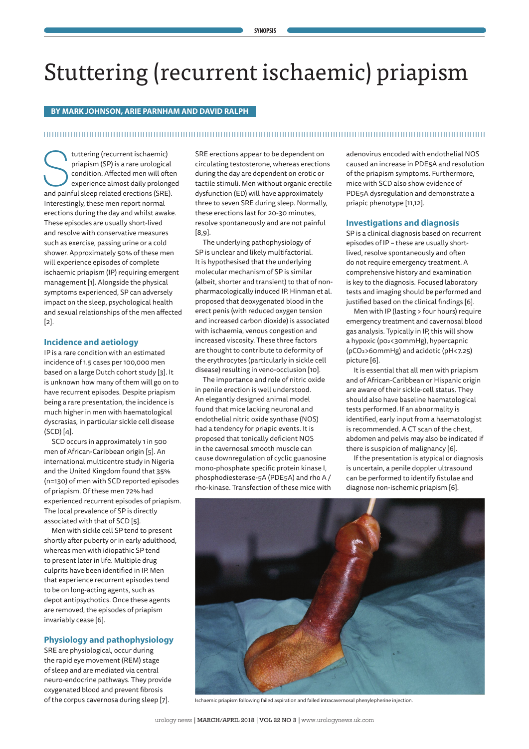# Stuttering (recurrent ischaemic) priapism

**BY MARK JOHNSON, ARIE PARNHAM AND DAVID RALPH**

Stuttering (recurrent ischaemic) priapism (SP) is a rare urological condition. Affected men will often experience almost daily prolonged and painful sleep related erections (SRE). Interestingly, these men report normal erections during the day and whilst awake. These episodes are usually short-lived and resolve with conservative measures such as exercise, passing urine or a cold shower. Approximately 50% of these men will experience episodes of complete ischaemic priapism (IP) requiring emergent management [1]. Alongside the physical symptoms experienced, SP can adversely impact on the sleep, psychological health and sexual relationships of the men affected [2].

## Incidence and aetiology

IP is a rare condition with an estimated incidence of 1.5 cases per 100,000 men based on a large Dutch cohort study [3]. It is unknown how many of them will go on to have recurrent episodes. Despite priapism being a rare presentation, the incidence is much higher in men with haematological dyscrasias, in particular sickle cell disease (SCD) [4].

SCD occurs in approximately 1 in 500 men of African-Caribbean origin [5]. An international multicentre study in Nigeria and the United Kingdom found that 35% (n=130) of men with SCD reported episodes of priapism. Of these men 72% had experienced recurrent episodes of priapism. The local prevalence of SP is directly associated with that of SCD [5].

Men with sickle cell SP tend to present shortly after puberty or in early adulthood, whereas men with idiopathic SP tend to present later in life. Multiple drug culprits have been identified in IP. Men that experience recurrent episodes tend to be on long-acting agents, such as depot antipsychotics. Once these agents are removed, the episodes of priapism invariably cease [6].

## Physiology and pathophysiology

SRE are physiological, occur during the rapid eye movement (REM) stage of sleep and are mediated via central neuro-endocrine pathways. They provide oxygenated blood and prevent fibrosis of the corpus cavernosa during sleep [7]. SRE erections appear to be dependent on circulating testosterone, whereas erections during the day are dependent on erotic or tactile stimuli. Men without organic erectile dysfunction (ED) will have approximately three to seven SRE during sleep. Normally, these erections last for 20-30 minutes, resolve spontaneously and are not painful [8,9].

The underlying pathophysiology of SP is unclear and likely multifactorial. It is hypothesised that the underlying molecular mechanism of SP is similar (albeit, shorter and transient) to that of non-pharmacologically induced IP. Hinman et al. proposed that deoxygenated blood in the erect penis (with reduced oxygen tension and increased carbon dioxide) is associated with ischaemia, venous congestion and increased viscosity. These three factors are thought to contribute to deformity of the erythrocytes (particularly in sickle cell disease) resulting in veno-occlusion [10].

The importance and role of nitric oxide in penile erection is well understood. An elegantly designed animal model found that mice lacking neuronal and endothelial nitric oxide synthase (NOS) had a tendency for priapic events. It is proposed that tonically deficient NOS in the cavernosal smooth muscle can cause downregulation of cyclic guanosine mono-phosphate specific protein kinase I, phosphodiesterase-5A (PDE5A) and rho A / rho-kinase. Transfection of these mice with adenovirus encoded with endothelial NOS caused an increase in PDE5A and resolution of the priapism symptoms. Furthermore, mice with SCD also show evidence of PDE5A dysregulation and demonstrate a priapic phenotype [11,12].

## Investigations and diagnosis

SP is a clinical diagnosis based on recurrent episodes of IP – these are usually short-lived, resolve spontaneously and often do not require emergency treatment. A comprehensive history and examination is key to the diagnosis. Focused laboratory tests and imaging should be performed and justified based on the clinical findings [6].

Men with IP (lasting > four hours) require emergency treatment and cavernosal blood gas analysis. Typically in IP, this will show a hypoxic ($pO_2$<30mmHg), hypercapnic ($pCO_2$>60mmHg) and acidotic (pH<7.25) picture [6].

It is essential that all men with priapism and of African-Caribbean or Hispanic origin are aware of their sickle-cell status. They should also have baseline haematological tests performed. If an abnormality is identified, early input from a haematologist is recommended. A CT scan of the chest, abdomen and pelvis may also be indicated if there is suspicion of malignancy [6].

If the presentation is atypical or diagnosis is uncertain, a penile doppler ultrasound can be performed to identify fistulae and diagnose non-ischemic priapism [6].

Ischaemic priapism following failed aspiration and failed intracavernosal phenylepherine injection.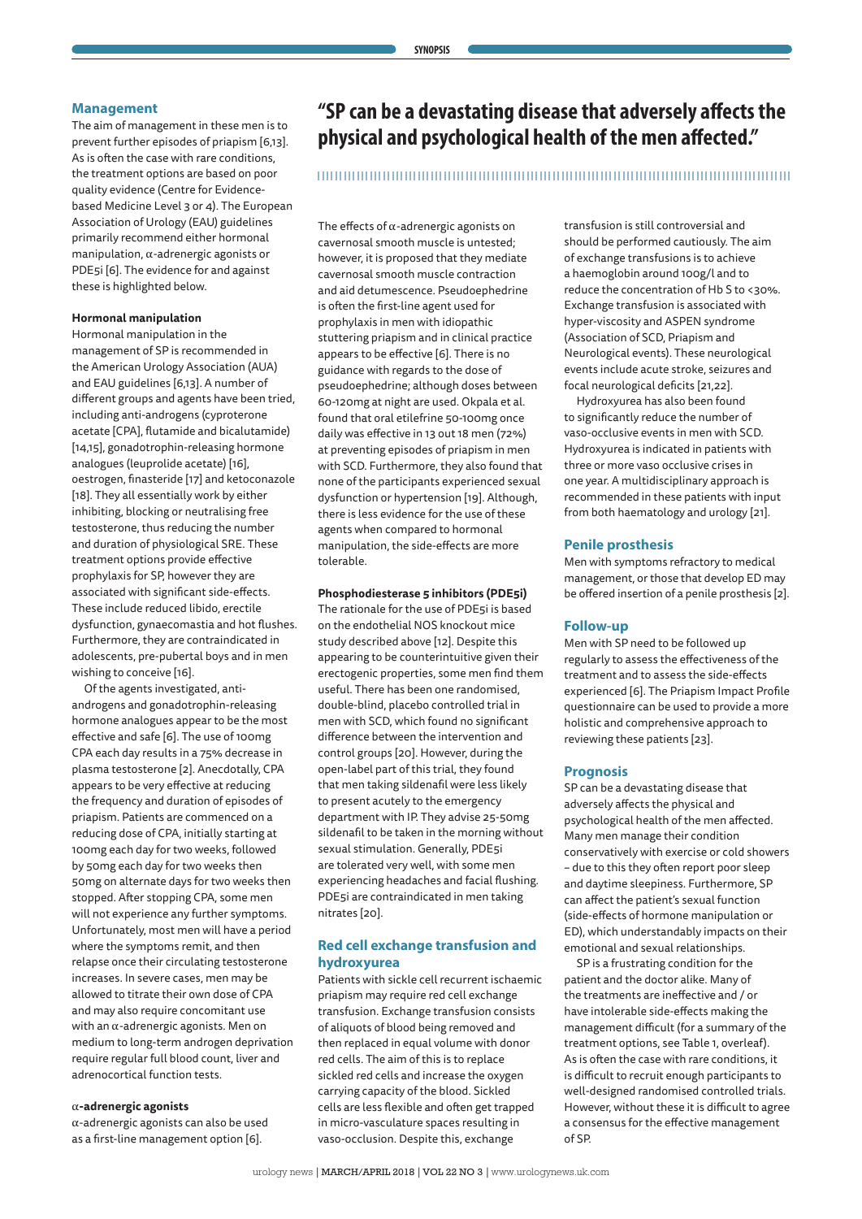## Management

The aim of management in these men is to prevent further episodes of priapism [6,13]. As is often the case with rare conditions, the treatment options are based on poor quality evidence (Centre for Evidence-based Medicine Level 3 or 4). The European Association of Urology (EAU) guidelines primarily recommend either hormonal manipulation, α-adrenergic agonists or PDE5i [6]. The evidence for and against these is highlighted below.

### Hormonal manipulation

Hormonal manipulation in the management of SP is recommended in the American Urology Association (AUA) and EAU guidelines [6,13]. A number of different groups and agents have been tried, including anti-androgens (cyproterone acetate [CPA], flutamide and bicalutamide) [14,15], gonadotrophin-releasing hormone analogues (leuprolide acetate) [16], oestrogen, finasteride [17] and ketoconazole [18]. They all essentially work by either inhibiting, blocking or neutralising free testosterone, thus reducing the number and duration of physiological SRE. These treatment options provide effective prophylaxis for SP, however they are associated with significant side-effects. These include reduced libido, erectile dysfunction, gynaecomastia and hot flushes. Furthermore, they are contraindicated in adolescents, pre-pubertal boys and in men wishing to conceive [16].

Of the agents investigated, anti-androgens and gonadotrophin-releasing hormone analogues appear to be the most effective and safe [6]. The use of 100mg CPA each day results in a 75% decrease in plasma testosterone [2]. Anecdotally, CPA appears to be very effective at reducing the frequency and duration of episodes of priapism. Patients are commenced on a reducing dose of CPA, initially starting at 100mg each day for two weeks, followed by 50mg each day for two weeks then 50mg on alternate days for two weeks then stopped. After stopping CPA, some men will not experience any further symptoms. Unfortunately, most men will have a period where the symptoms remit, and then relapse once their circulating testosterone increases. In severe cases, men may be allowed to titrate their own dose of CPA and may also require concomitant use with an α-adrenergic agonists. Men on medium to long-term androgen deprivation require regular full blood count, liver and adrenocortical function tests.

### α-adrenergic agonists

α-adrenergic agonists can also be used as a first-line management option [6].

> **"SP can be a devastating disease that adversely affects the physical and psychological health of the men affected."**

The effects of α-adrenergic agonists on cavernosal smooth muscle is untested; however, it is proposed that they mediate cavernosal smooth muscle contraction and aid detumescence. Pseudoephedrine is often the first-line agent used for prophylaxis in men with idiopathic stuttering priapism and in clinical practice appears to be effective [6]. There is no guidance with regards to the dose of pseudoephedrine; although doses between 60-120mg at night are used. Okpala et al. found that oral etilefrine 50-100mg once daily was effective in 13 out 18 men (72%) at preventing episodes of priapism in men with SCD. Furthermore, they also found that none of the participants experienced sexual dysfunction or hypertension [19]. Although, there is less evidence for the use of these agents when compared to hormonal manipulation, the side-effects are more tolerable.

### Phosphodiesterase 5 inhibitors (PDE5i)

The rationale for the use of PDE5i is based on the endothelial NOS knockout mice study described above [12]. Despite this appearing to be counterintuitive given their erectogenic properties, some men find them useful. There has been one randomised, double-blind, placebo controlled trial in men with SCD, which found no significant difference between the intervention and control groups [20]. However, during the open-label part of this trial, they found that men taking sildenafil were less likely to present acutely to the emergency department with IP. They advise 25-50mg sildenafil to be taken in the morning without sexual stimulation. Generally, PDE5i are tolerated very well, with some men experiencing headaches and facial flushing. PDE5i are contraindicated in men taking nitrates [20].

## Red cell exchange transfusion and hydroxyurea

Patients with sickle cell recurrent ischaemic priapism may require red cell exchange transfusion. Exchange transfusion consists of aliquots of blood being removed and then replaced in equal volume with donor red cells. The aim of this is to replace sickled red cells and increase the oxygen carrying capacity of the blood. Sickled cells are less flexible and often get trapped in micro-vasculature spaces resulting in vaso-occlusion. Despite this, exchange transfusion is still controversial and should be performed cautiously. The aim of exchange transfusions is to achieve a haemoglobin around 100g/l and to reduce the concentration of Hb S to <30%. Exchange transfusion is associated with hyper-viscosity and ASPEN syndrome (Association of SCD, Priapism and Neurological events). These neurological events include acute stroke, seizures and focal neurological deficits [21,22].

Hydroxyurea has also been found to significantly reduce the number of vaso-occlusive events in men with SCD. Hydroxyurea is indicated in patients with three or more vaso occlusive crises in one year. A multidisciplinary approach is recommended in these patients with input from both haematology and urology [21].

## Penile prosthesis

Men with symptoms refractory to medical management, or those that develop ED may be offered insertion of a penile prosthesis [2].

## Follow-up

Men with SP need to be followed up regularly to assess the effectiveness of the treatment and to assess the side-effects experienced [6]. The Priapism Impact Profile questionnaire can be used to provide a more holistic and comprehensive approach to reviewing these patients [23].

## Prognosis

SP can be a devastating disease that adversely affects the physical and psychological health of the men affected. Many men manage their condition conservatively with exercise or cold showers – due to this they often report poor sleep and daytime sleepiness. Furthermore, SP can affect the patient's sexual function (side-effects of hormone manipulation or ED), which understandably impacts on their emotional and sexual relationships.

SP is a frustrating condition for the patient and the doctor alike. Many of the treatments are ineffective and / or have intolerable side-effects making the management difficult (for a summary of the treatment options, see Table 1, overleaf). As is often the case with rare conditions, it is difficult to recruit enough participants to well-designed randomised controlled trials. However, without these it is difficult to agree a consensus for the effective management of SP.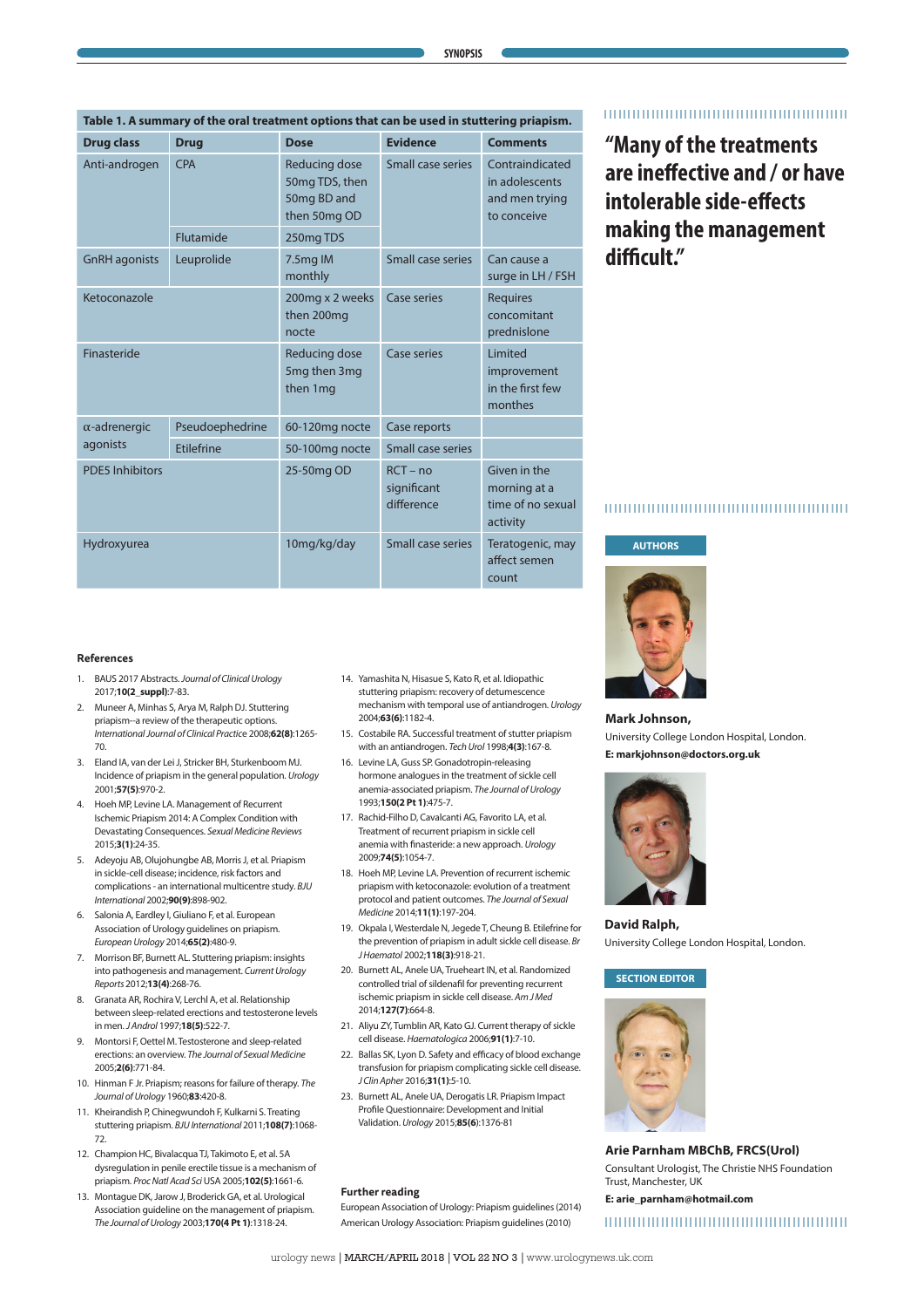**Table 1. A summary of the oral treatment options that can be used in stuttering priapism.**

| Drug class | Drug | Dose | Evidence | Comments |
|---|---|---|---|---|
| Anti-androgen | CPA | Reducing dose 50mg TDS, then 50mg BD and then 50mg OD | Small case series | Contraindicated in adolescents and men trying to conceive |
| | Flutamide | 250mg TDS | | |
| GnRH agonists | Leuprolide | 7.5mg IM monthly | Small case series | Can cause a surge in LH / FSH |
| Ketoconazole | | 200mg x 2 weeks then 200mg nocte | Case series | Requires concomitant prednislone |
| Finasteride | | Reducing dose 5mg then 3mg then 1mg | Case series | Limited improvement in the first few monthes |
| α-adrenergic agonists | Pseudoephedrine | 60-120mg nocte | Case reports | |
| | Etilefrine | 50-100mg nocte | Small case series | |
| PDE5 Inhibitors | | 25-50mg OD | RCT – no significant difference | Given in the morning at a time of no sexual activity |
| Hydroxyurea | | 10mg/kg/day | Small case series | Teratogenic, may affect semen count |

**"Many of the treatments are ineffective and / or have intolerable side-effects making the management difficult."**

### References

1. BAUS 2017 Abstracts. *Journal of Clinical Urology* 2017;**10(2_suppl)**:7-83.
2. Muneer A, Minhas S, Arya M, Ralph DJ. Stuttering priapism--a review of the therapeutic options. *International Journal of Clinical Practice* 2008;**62(8)**:1265-70.
3. Eland IA, van der Lei J, Stricker BH, Sturkenboom MJ. Incidence of priapism in the general population. *Urology* 2001;**57(5)**:970-2.
4. Hoeh MP, Levine LA. Management of Recurrent Ischemic Priapism 2014: A Complex Condition with Devastating Consequences. *Sexual Medicine Reviews* 2015;**3(1)**:24-35.
5. Adeyoju AB, Olujohungbe AB, Morris J, et al. Priapism in sickle-cell disease; incidence, risk factors and complications - an international multicentre study. *BJU International* 2002;**90(9)**:898-902.
6. Salonia A, Eardley I, Giuliano F, et al. European Association of Urology guidelines on priapism. *European Urology* 2014;**65(2)**:480-9.
7. Morrison BF, Burnett AL. Stuttering priapism: insights into pathogenesis and management. *Current Urology Reports* 2012;**13(4)**:268-76.
8. Granata AR, Rochira V, Lerchl A, et al. Relationship between sleep-related erections and testosterone levels in men. *J Androl* 1997;**18(5)**:522-7.
9. Montorsi F, Oettel M. Testosterone and sleep-related erections: an overview. *The Journal of Sexual Medicine* 2005;**2(6)**:771-84.
10. Hinman F Jr. Priapism; reasons for failure of therapy. *The Journal of Urology* 1960;**83**:420-8.
11. Kheirandish P, Chinegwundoh F, Kulkarni S. Treating stuttering priapism. *BJU International* 2011;**108(7)**:1068-72.
12. Champion HC, Bivalacqua TJ, Takimoto E, et al. 5A dysregulation in penile erectile tissue is a mechanism of priapism. *Proc Natl Acad Sci* USA 2005;**102(5)**:1661-6.
13. Montague DK, Jarow J, Broderick GA, et al. Urological Association guideline on the management of priapism. *The Journal of Urology* 2003;**170(4 Pt 1)**:1318-24.
14. Yamashita N, Hisasue S, Kato R, et al. Idiopathic stuttering priapism: recovery of detumescence mechanism with temporal use of antiandrogen. *Urology* 2004;**63(6)**:1182-4.
15. Costabile RA. Successful treatment of stutter priapism with an antiandrogen. *Tech Urol* 1998;**4(3)**:167-8.
16. Levine LA, Guss SP. Gonadotropin-releasing hormone analogues in the treatment of sickle cell anemia-associated priapism. *The Journal of Urology* 1993;**150(2 Pt 1)**:475-7.
17. Rachid-Filho D, Cavalcanti AG, Favorito LA, et al. Treatment of recurrent priapism in sickle cell anemia with finasteride: a new approach. *Urology* 2009;**74(5)**:1054-7.
18. Hoeh MP, Levine LA. Prevention of recurrent ischemic priapism with ketoconazole: evolution of a treatment protocol and patient outcomes. *The Journal of Sexual Medicine* 2014;**11(1)**:197-204.
19. Okpala I, Westerdale N, Jegede T, Cheung B. Etilefrine for the prevention of priapism in adult sickle cell disease. *Br J Haematol* 2002;**118(3)**:918-21.
20. Burnett AL, Anele UA, Trueheart IN, et al. Randomized controlled trial of sildenafil for preventing recurrent ischemic priapism in sickle cell disease. *Am J Med* 2014;**127(7)**:664-8.
21. Aliyu ZY, Tumblin AR, Kato GJ. Current therapy of sickle cell disease. *Haematologica* 2006;**91(1)**:7-10.
22. Ballas SK, Lyon D. Safety and efficacy of blood exchange transfusion for priapism complicating sickle cell disease. *J Clin Apher* 2016;**31(1)**:5-10.
23. Burnett AL, Anele UA, Derogatis LR. Priapism Impact Profile Questionnaire: Development and Initial Validation. *Urology* 2015;**85(6)**:1376-81

### Further reading

European Association of Urology: Priapism guidelines (2014)
American Urology Association: Priapism guidelines (2010)

### AUTHORS

**Mark Johnson,**
University College London Hospital, London.
**E: markjohnson@doctors.org.uk**

**David Ralph,**
University College London Hospital, London.

### SECTION EDITOR

**Arie Parnham MBChB, FRCS(Urol)**
Consultant Urologist, The Christie NHS Foundation Trust, Manchester, UK
**E: arie_parnham@hotmail.com**